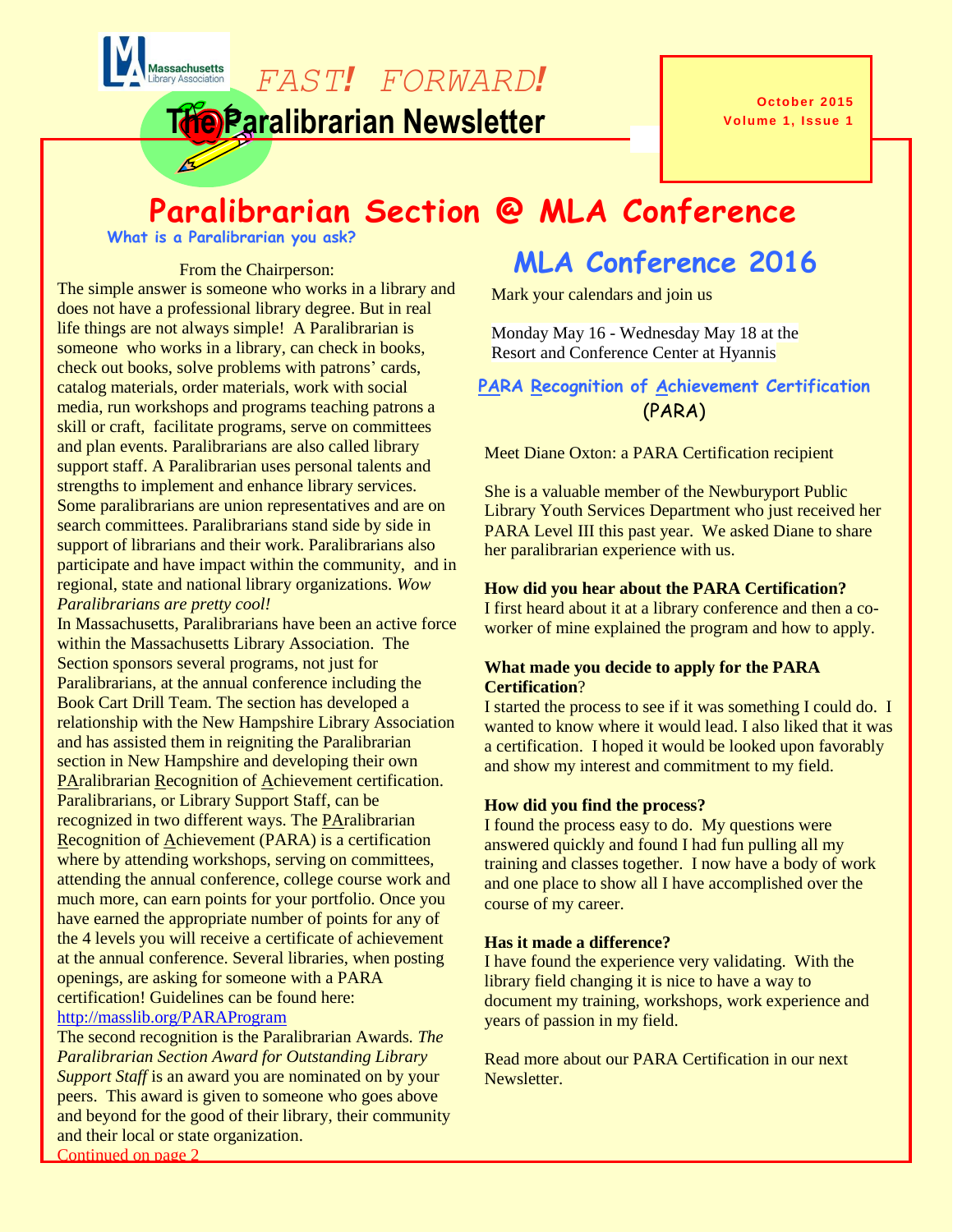Massachusetts Library Association

# FAST! FORWARD!

# The Paralibrarian Newsletter

October 2015
Volume 1, Issue 1

## Paralibrarian Section @ MLA Conference

### What is a Paralibrarian you ask?

From the Chairperson:

The simple answer is someone who works in a library and does not have a professional library degree. But in real life things are not always simple! A Paralibrarian is someone who works in a library, can check in books, check out books, solve problems with patrons' cards, catalog materials, order materials, work with social media, run workshops and programs teaching patrons a skill or craft, facilitate programs, serve on committees and plan events. Paralibrarians are also called library support staff. A Paralibrarian uses personal talents and strengths to implement and enhance library services. Some paralibrarians are union representatives and are on search committees. Paralibrarians stand side by side in support of librarians and their work. Paralibrarians also participate and have impact within the community, and in regional, state and national library organizations. *Wow Paralibrarians are pretty cool!*

In Massachusetts, Paralibrarians have been an active force within the Massachusetts Library Association. The Section sponsors several programs, not just for Paralibrarians, at the annual conference including the Book Cart Drill Team. The section has developed a relationship with the New Hampshire Library Association and has assisted them in reigniting the Paralibrarian section in New Hampshire and developing their own PAralibrarian Recognition of Achievement certification. Paralibrarians, or Library Support Staff, can be recognized in two different ways. The PAralibrarian Recognition of Achievement (PARA) is a certification where by attending workshops, serving on committees, attending the annual conference, college course work and much more, can earn points for your portfolio. Once you have earned the appropriate number of points for any of the 4 levels you will receive a certificate of achievement at the annual conference. Several libraries, when posting openings, are asking for someone with a PARA certification! Guidelines can be found here: http://masslib.org/PARAProgram

The second recognition is the Paralibrarian Awards. *The Paralibrarian Section Award for Outstanding Library Support Staff* is an award you are nominated on by your peers. This award is given to someone who goes above and beyond for the good of their library, their community and their local or state organization.

Continued on page 2

## MLA Conference 2016

Mark your calendars and join us

Monday May 16 - Wednesday May 18 at the Resort and Conference Center at Hyannis

### PARA Recognition of Achievement Certification (PARA)

Meet Diane Oxton: a PARA Certification recipient

She is a valuable member of the Newburyport Public Library Youth Services Department who just received her PARA Level III this past year. We asked Diane to share her paralibrarian experience with us.

**How did you hear about the PARA Certification?**
I first heard about it at a library conference and then a co-worker of mine explained the program and how to apply.

**What made you decide to apply for the PARA Certification?**
I started the process to see if it was something I could do. I wanted to know where it would lead. I also liked that it was a certification. I hoped it would be looked upon favorably and show my interest and commitment to my field.

**How did you find the process?**
I found the process easy to do. My questions were answered quickly and found I had fun pulling all my training and classes together. I now have a body of work and one place to show all I have accomplished over the course of my career.

**Has it made a difference?**
I have found the experience very validating. With the library field changing it is nice to have a way to document my training, workshops, work experience and years of passion in my field.

Read more about our PARA Certification in our next Newsletter.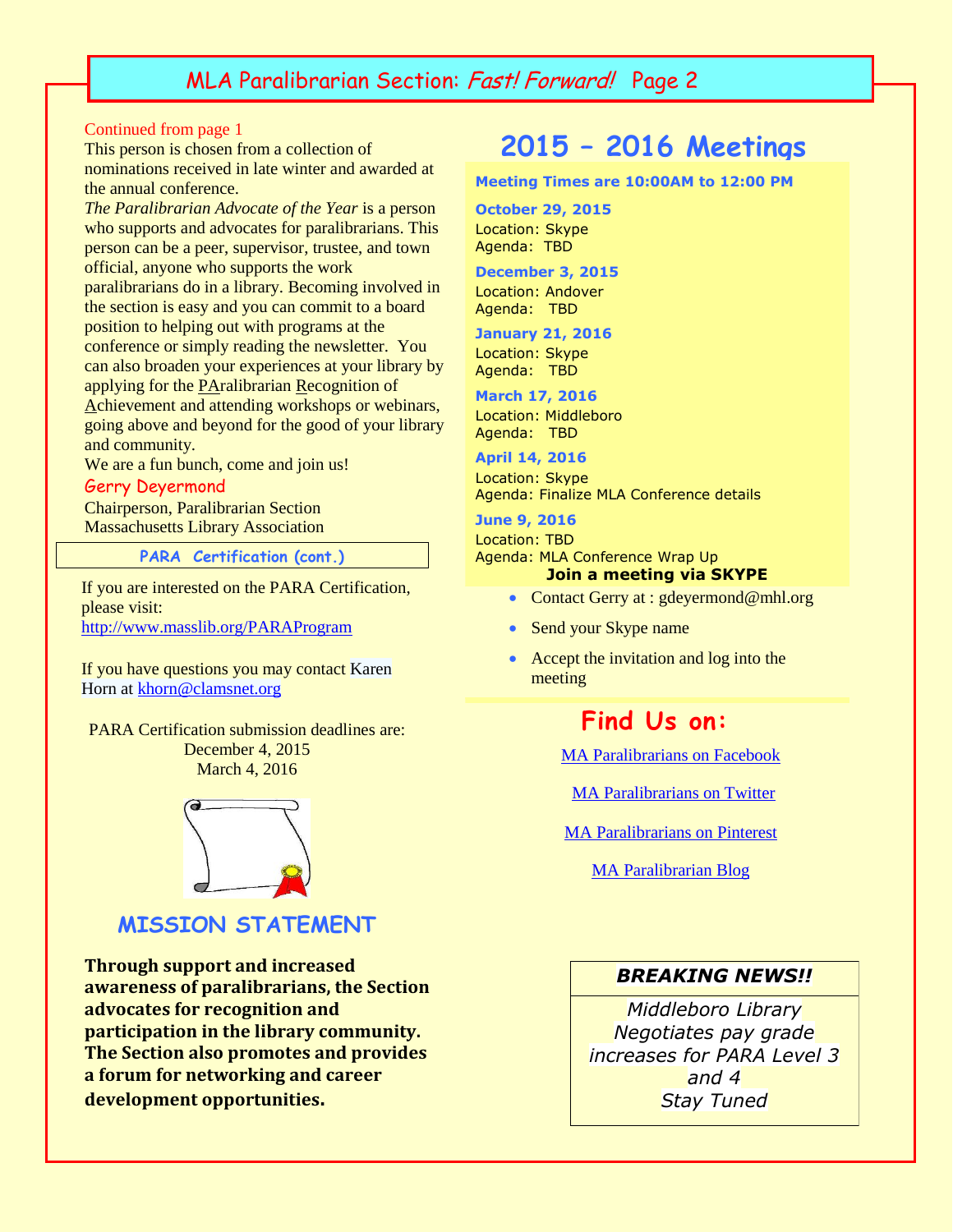Continued from page 1

This person is chosen from a collection of nominations received in late winter and awarded at the annual conference.

*The Paralibrarian Advocate of the Year* is a person who supports and advocates for paralibrarians. This person can be a peer, supervisor, trustee, and town official, anyone who supports the work paralibrarians do in a library. Becoming involved in the section is easy and you can commit to a board position to helping out with programs at the conference or simply reading the newsletter. You can also broaden your experiences at your library by applying for the PAralibrarian Recognition of Achievement and attending workshops or webinars, going above and beyond for the good of your library and community.

We are a fun bunch, come and join us!

Gerry Deyermond

Chairperson, Paralibrarian Section
Massachusetts Library Association

### PARA Certification (cont.)

If you are interested on the PARA Certification, please visit: http://www.masslib.org/PARAProgram

If you have questions you may contact Karen Horn at khorn@clamsnet.org

PARA Certification submission deadlines are:
December 4, 2015
March 4, 2016

## MISSION STATEMENT

**Through support and increased awareness of paralibrarians, the Section advocates for recognition and participation in the library community. The Section also promotes and provides a forum for networking and career development opportunities.**

# 2015 – 2016 Meetings

**Meeting Times are 10:00AM to 12:00 PM**

**October 29, 2015**
Location: Skype
Agenda: TBD

**December 3, 2015**
Location: Andover
Agenda: TBD

**January 21, 2016**
Location: Skype
Agenda: TBD

**March 17, 2016**
Location: Middleboro
Agenda: TBD

**April 14, 2016**
Location: Skype
Agenda: Finalize MLA Conference details

**June 9, 2016**
Location: TBD
Agenda: MLA Conference Wrap Up

**Join a meeting via SKYPE**

- Contact Gerry at : gdeyermond@mhl.org
- Send your Skype name
- Accept the invitation and log into the meeting

## Find Us on:

MA Paralibrarians on Facebook

MA Paralibrarians on Twitter

MA Paralibrarians on Pinterest

MA Paralibrarian Blog

***BREAKING NEWS!!***

*Middleboro Library Negotiates pay grade increases for PARA Level 3 and 4*
*Stay Tuned*